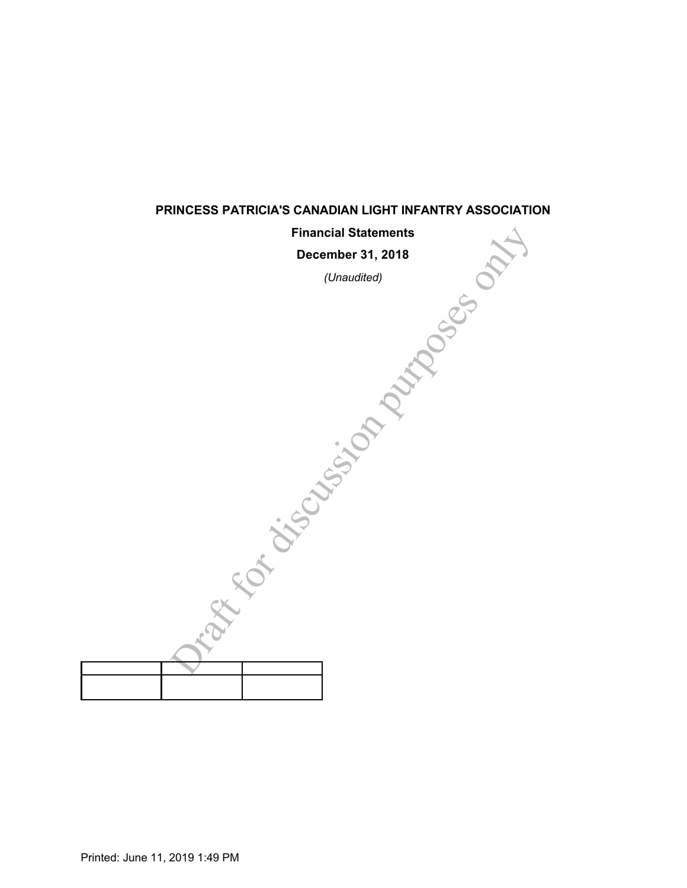# PRINCESS PATRICIA'S CANADIAN LIGHT INFANTRY ASSOCIATION

## Financial Statements

## December 31, 2018

*(Unaudited)*

Draft for discussion purposes only

| | | |
|---|---|---|
| | | |

Printed: June 11, 2019 1:49 PM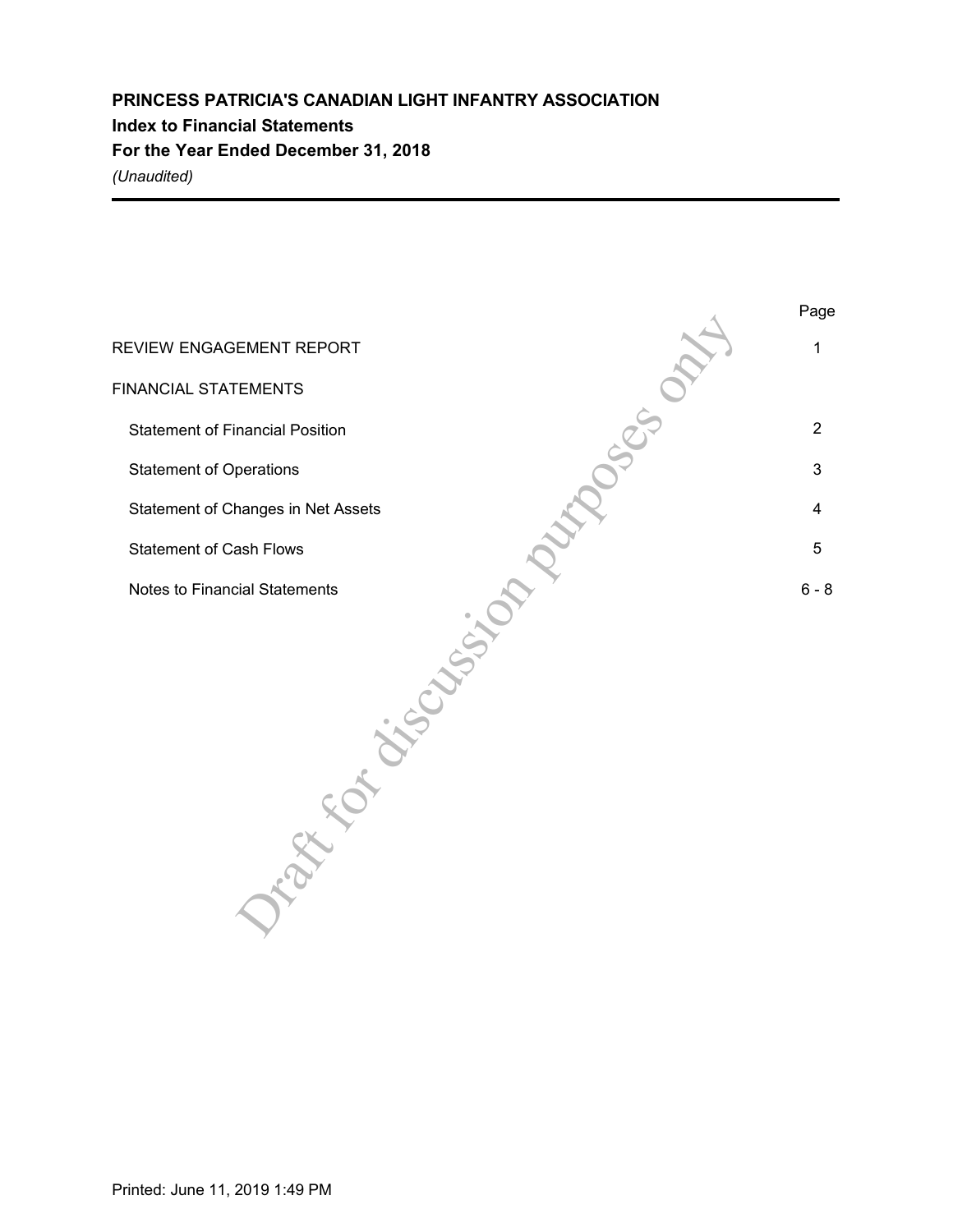# PRINCESS PATRICIA'S CANADIAN LIGHT INFANTRY ASSOCIATION

## Index to Financial Statements

## For the Year Ended December 31, 2018

*(Unaudited)*

| | Page |
|---|---|
| REVIEW ENGAGEMENT REPORT | 1 |
| FINANCIAL STATEMENTS | |
| Statement of Financial Position | 2 |
| Statement of Operations | 3 |
| Statement of Changes in Net Assets | 4 |
| Statement of Cash Flows | 5 |
| Notes to Financial Statements | 6 - 8 |

Draft for discussion purposes only

Printed: June 11, 2019 1:49 PM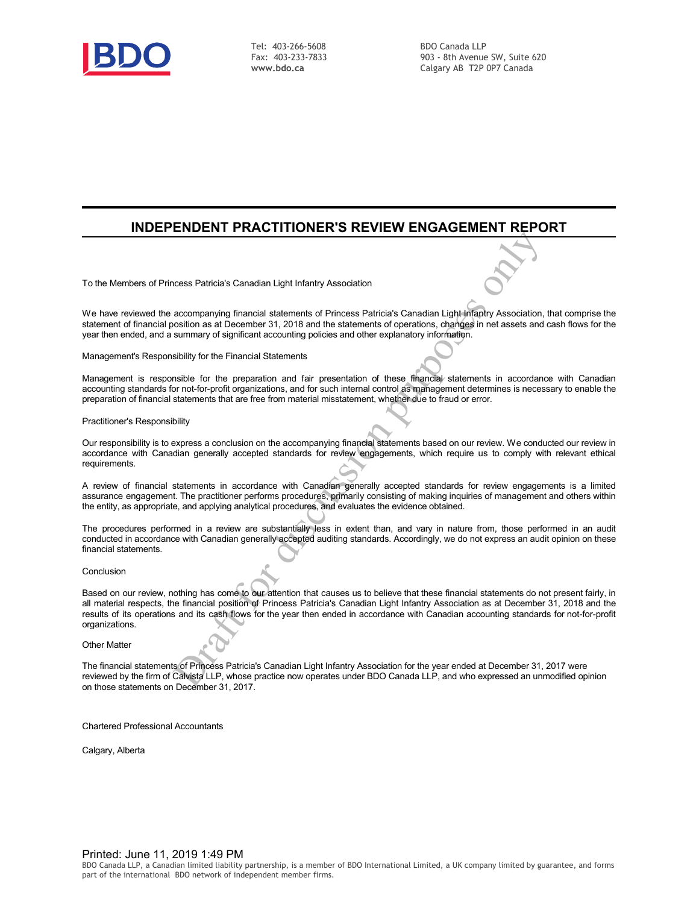Tel: 403-266-5608
Fax: 403-233-7833
**www.bdo.ca**

BDO Canada LLP
903 - 8th Avenue SW, Suite 620
Calgary AB T2P 0P7 Canada

# INDEPENDENT PRACTITIONER'S REVIEW ENGAGEMENT REPORT

To the Members of Princess Patricia's Canadian Light Infantry Association

We have reviewed the accompanying financial statements of Princess Patricia's Canadian Light Infantry Association, that comprise the statement of financial position as at December 31, 2018 and the statements of operations, changes in net assets and cash flows for the year then ended, and a summary of significant accounting policies and other explanatory information.

Management's Responsibility for the Financial Statements

Management is responsible for the preparation and fair presentation of these financial statements in accordance with Canadian accounting standards for not-for-profit organizations, and for such internal control as management determines is necessary to enable the preparation of financial statements that are free from material misstatement, whether due to fraud or error.

Practitioner's Responsibility

Our responsibility is to express a conclusion on the accompanying financial statements based on our review. We conducted our review in accordance with Canadian generally accepted standards for review engagements, which require us to comply with relevant ethical requirements.

A review of financial statements in accordance with Canadian generally accepted standards for review engagements is a limited assurance engagement. The practitioner performs procedures, primarily consisting of making inquiries of management and others within the entity, as appropriate, and applying analytical procedures, and evaluates the evidence obtained.

The procedures performed in a review are substantially less in extent than, and vary in nature from, those performed in an audit conducted in accordance with Canadian generally accepted auditing standards. Accordingly, we do not express an audit opinion on these financial statements.

Conclusion

Based on our review, nothing has come to our attention that causes us to believe that these financial statements do not present fairly, in all material respects, the financial position of Princess Patricia's Canadian Light Infantry Association as at December 31, 2018 and the results of its operations and its cash flows for the year then ended in accordance with Canadian accounting standards for not-for-profit organizations.

Other Matter

The financial statements of Princess Patricia's Canadian Light Infantry Association for the year ended at December 31, 2017 were reviewed by the firm of Calvista LLP, whose practice now operates under BDO Canada LLP, and who expressed an unmodified opinion on those statements on December 31, 2017.

Chartered Professional Accountants

Calgary, Alberta

Draft for discussion purposes only

Printed: June 11, 2019 1:49 PM

BDO Canada LLP, a Canadian limited liability partnership, is a member of BDO International Limited, a UK company limited by guarantee, and forms part of the international BDO network of independent member firms.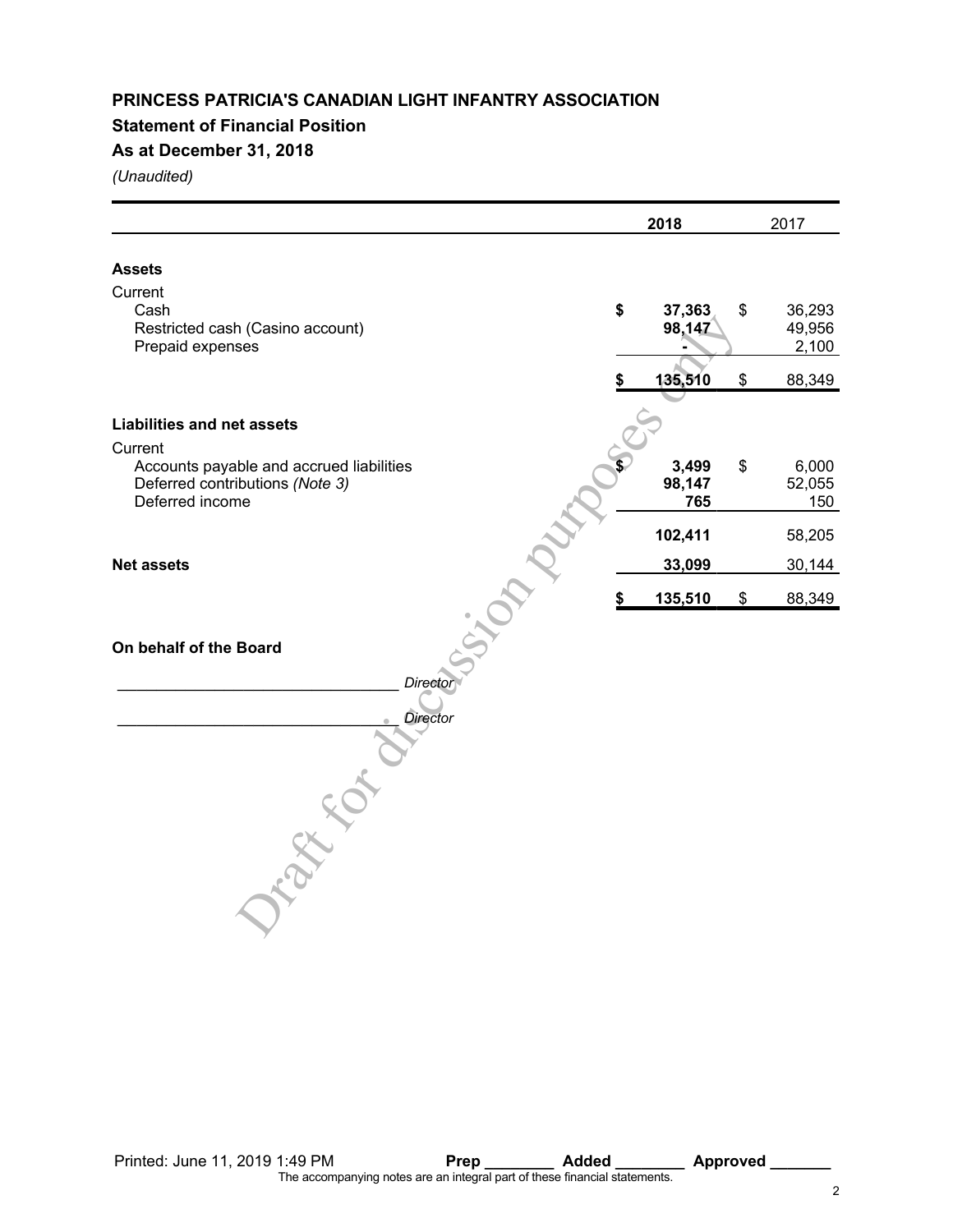# PRINCESS PATRICIA'S CANADIAN LIGHT INFANTRY ASSOCIATION

## Statement of Financial Position

## As at December 31, 2018

*(Unaudited)*

| | 2018 | 2017 |
|---|---|---|
| **Assets** | | |
| Current | | |
| Cash | **$ 37,363** | $ 36,293 |
| Restricted cash (Casino account) | **98,147** | 49,956 |
| Prepaid expenses | **-** | 2,100 |
| | **$ 135,510** | $ 88,349 |
| **Liabilities and net assets** | | |
| Current | | |
| Accounts payable and accrued liabilities | **$ 3,499** | $ 6,000 |
| Deferred contributions *(Note 3)* | **98,147** | 52,055 |
| Deferred income | **765** | 150 |
| | **102,411** | 58,205 |
| **Net assets** | **33,099** | 30,144 |
| | **$ 135,510** | $ 88,349 |

**On behalf of the Board**

________________________________ *Director*

________________________________ *Director*

Draft for discussion purposes only

Printed: June 11, 2019 1:49 PM **Prep** ________ **Added** ________ **Approved** _______

The accompanying notes are an integral part of these financial statements.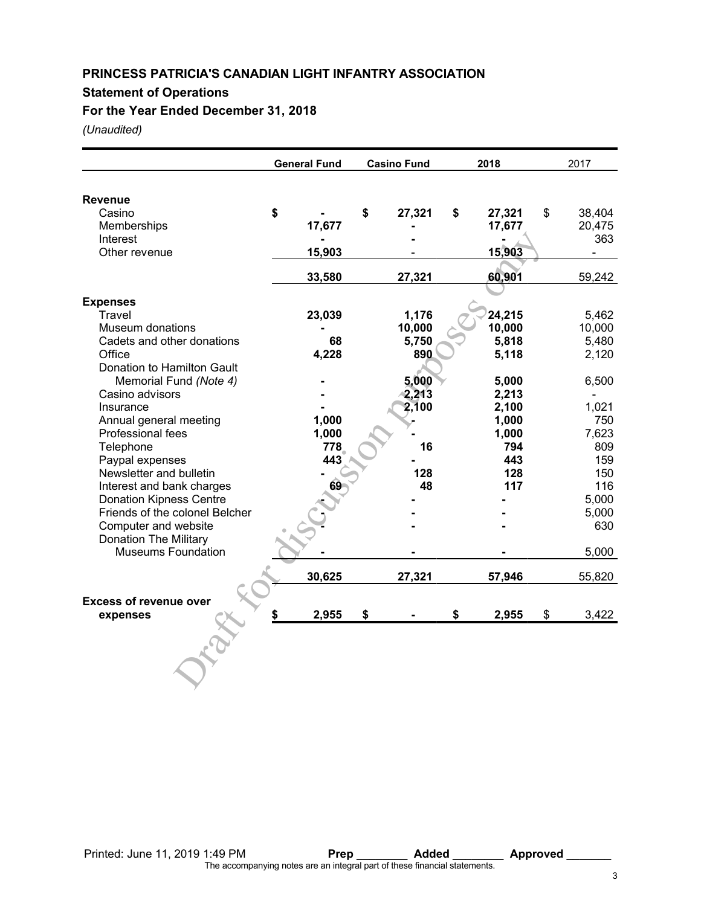**PRINCESS PATRICIA'S CANADIAN LIGHT INFANTRY ASSOCIATION**

**Statement of Operations**

**For the Year Ended December 31, 2018**

*(Unaudited)*

| | General Fund | Casino Fund | 2018 | 2017 |
|---|---|---|---|---|
| **Revenue** | | | | |
| Casino | $ - | $ 27,321 | $ 27,321 | $ 38,404 |
| Memberships | 17,677 | - | 17,677 | 20,475 |
| Interest | - | - | - | 363 |
| Other revenue | 15,903 | - | 15,903 | - |
| | 33,580 | 27,321 | 60,901 | 59,242 |
| **Expenses** | | | | |
| Travel | 23,039 | 1,176 | 24,215 | 5,462 |
| Museum donations | - | 10,000 | 10,000 | 10,000 |
| Cadets and other donations | 68 | 5,750 | 5,818 | 5,480 |
| Office | 4,228 | 890 | 5,118 | 2,120 |
| Donation to Hamilton Gault Memorial Fund *(Note 4)* | - | 5,000 | 5,000 | 6,500 |
| Casino advisors | - | 2,213 | 2,213 | - |
| Insurance | - | 2,100 | 2,100 | 1,021 |
| Annual general meeting | 1,000 | - | 1,000 | 750 |
| Professional fees | 1,000 | - | 1,000 | 7,623 |
| Telephone | 778 | 16 | 794 | 809 |
| Paypal expenses | 443 | - | 443 | 159 |
| Newsletter and bulletin | - | 128 | 128 | 150 |
| Interest and bank charges | 69 | 48 | 117 | 116 |
| Donation Kipness Centre | - | - | - | 5,000 |
| Friends of the colonel Belcher | - | - | - | 5,000 |
| Computer and website | - | - | - | 630 |
| Donation The Military Museums Foundation | - | - | - | 5,000 |
| | 30,625 | 27,321 | 57,946 | 55,820 |
| **Excess of revenue over expenses** | $ 2,955 | $ - | $ 2,955 | $ 3,422 |

Printed: June 11, 2019 1:49 PM **Prep ________ Added ________ Approved _______**

The accompanying notes are an integral part of these financial statements.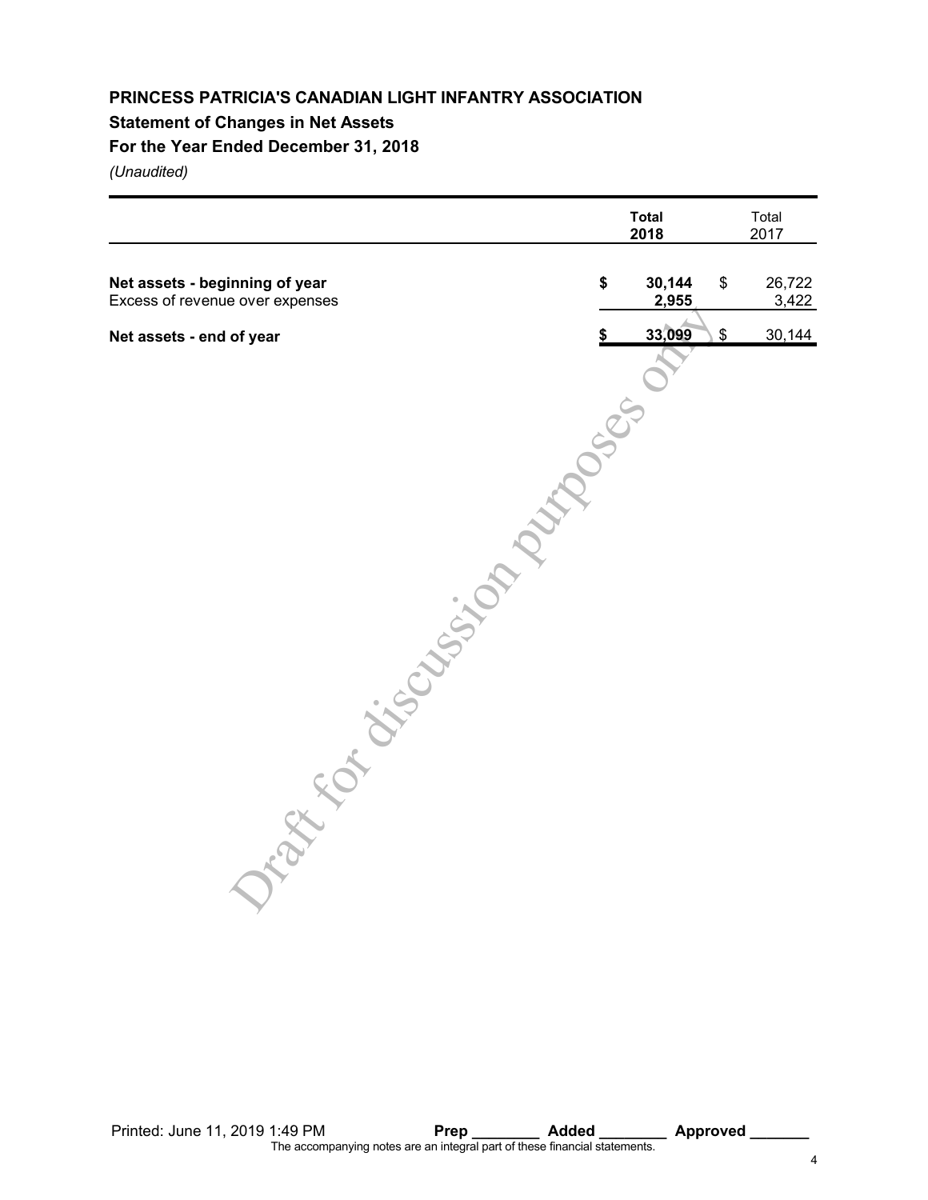**PRINCESS PATRICIA'S CANADIAN LIGHT INFANTRY ASSOCIATION**

**Statement of Changes in Net Assets**

**For the Year Ended December 31, 2018**

*(Unaudited)*

| | **Total 2018** | Total 2017 |
|---|---|---|
| **Net assets - beginning of year** | **$ 30,144** | $ 26,722 |
| Excess of revenue over expenses | **2,955** | 3,422 |
| **Net assets - end of year** | **$ 33,099** | $ 30,144 |

Draft for discussion purposes only

Printed: June 11, 2019 1:49 PM    **Prep \_\_\_\_\_\_\_\_ Added \_\_\_\_\_\_\_\_ Approved \_\_\_\_\_\_\_**

The accompanying notes are an integral part of these financial statements.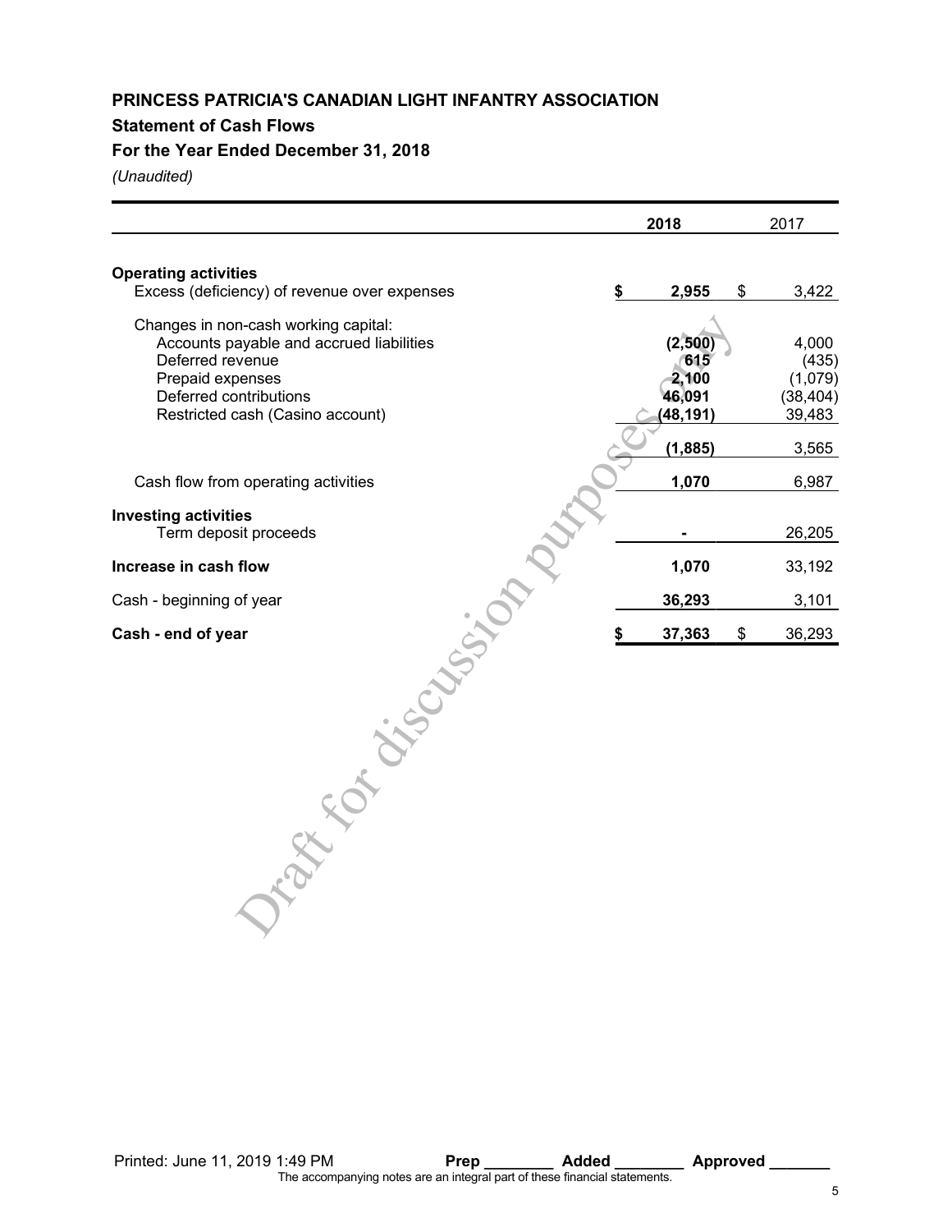**PRINCESS PATRICIA'S CANADIAN LIGHT INFANTRY ASSOCIATION**

**Statement of Cash Flows**

**For the Year Ended December 31, 2018**

*(Unaudited)*

| | 2018 | 2017 |
|---|---|---|
| **Operating activities** | | |
| Excess (deficiency) of revenue over expenses | $ 2,955 | $ 3,422 |
| Changes in non-cash working capital: | | |
| Accounts payable and accrued liabilities | (2,500) | 4,000 |
| Deferred revenue | 615 | (435) |
| Prepaid expenses | 2,100 | (1,079) |
| Deferred contributions | 46,091 | (38,404) |
| Restricted cash (Casino account) | (48,191) | 39,483 |
| | (1,885) | 3,565 |
| Cash flow from operating activities | 1,070 | 6,987 |
| **Investing activities** | | |
| Term deposit proceeds | - | 26,205 |
| **Increase in cash flow** | 1,070 | 33,192 |
| Cash - beginning of year | 36,293 | 3,101 |
| **Cash - end of year** | $ 37,363 | $ 36,293 |

Draft for discussion purposes only

Printed: June 11, 2019 1:49 PM **Prep** ________ **Added** ________ **Approved** _______

The accompanying notes are an integral part of these financial statements.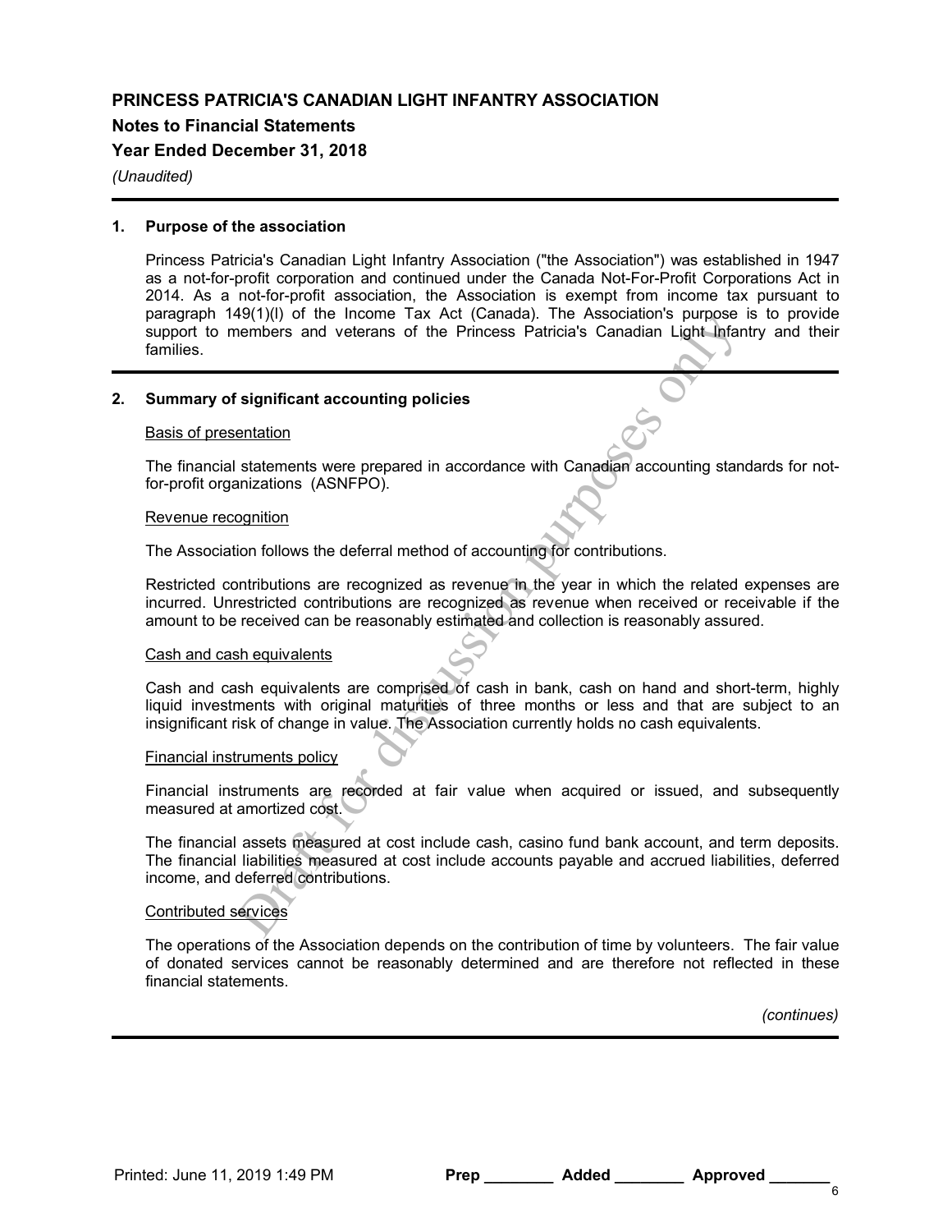**PRINCESS PATRICIA'S CANADIAN LIGHT INFANTRY ASSOCIATION**

**Notes to Financial Statements**

**Year Ended December 31, 2018**

*(Unaudited)*

## 1. Purpose of the association

Princess Patricia's Canadian Light Infantry Association ("the Association") was established in 1947 as a not-for-profit corporation and continued under the Canada Not-For-Profit Corporations Act in 2014. As a not-for-profit association, the Association is exempt from income tax pursuant to paragraph 149(1)(l) of the Income Tax Act (Canada). The Association's purpose is to provide support to members and veterans of the Princess Patricia's Canadian Light Infantry and their families.

## 2. Summary of significant accounting policies

Basis of presentation

The financial statements were prepared in accordance with Canadian accounting standards for not-for-profit organizations (ASNFPO).

Revenue recognition

The Association follows the deferral method of accounting for contributions.

Restricted contributions are recognized as revenue in the year in which the related expenses are incurred. Unrestricted contributions are recognized as revenue when received or receivable if the amount to be received can be reasonably estimated and collection is reasonably assured.

Cash and cash equivalents

Cash and cash equivalents are comprised of cash in bank, cash on hand and short-term, highly liquid investments with original maturities of three months or less and that are subject to an insignificant risk of change in value. The Association currently holds no cash equivalents.

Financial instruments policy

Financial instruments are recorded at fair value when acquired or issued, and subsequently measured at amortized cost.

The financial assets measured at cost include cash, casino fund bank account, and term deposits. The financial liabilities measured at cost include accounts payable and accrued liabilities, deferred income, and deferred contributions.

Contributed services

The operations of the Association depends on the contribution of time by volunteers. The fair value of donated services cannot be reasonably determined and are therefore not reflected in these financial statements.

*(continues)*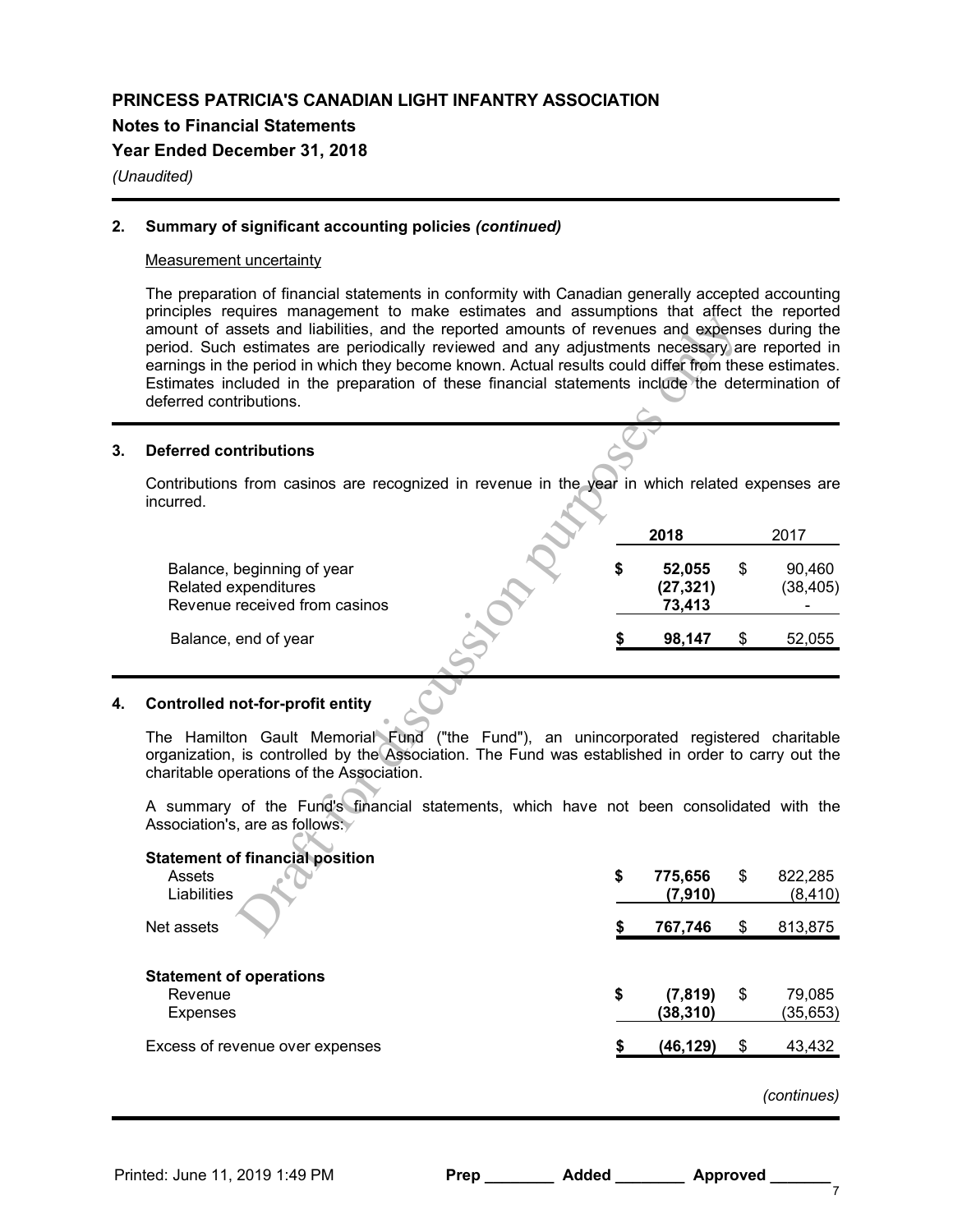# PRINCESS PATRICIA'S CANADIAN LIGHT INFANTRY ASSOCIATION

## Notes to Financial Statements

## Year Ended December 31, 2018

*(Unaudited)*

## 2. Summary of significant accounting policies *(continued)*

Measurement uncertainty

The preparation of financial statements in conformity with Canadian generally accepted accounting principles requires management to make estimates and assumptions that affect the reported amount of assets and liabilities, and the reported amounts of revenues and expenses during the period. Such estimates are periodically reviewed and any adjustments necessary are reported in earnings in the period in which they become known. Actual results could differ from these estimates. Estimates included in the preparation of these financial statements include the determination of deferred contributions.

## 3. Deferred contributions

Contributions from casinos are recognized in revenue in the year in which related expenses are incurred.

| | **2018** | 2017 |
|---|---|---|
| Balance, beginning of year | **$ 52,055** | $ 90,460 |
| Related expenditures | **(27,321)** | (38,405) |
| Revenue received from casinos | **73,413** | - |
| Balance, end of year | **$ 98,147** | $ 52,055 |

## 4. Controlled not-for-profit entity

The Hamilton Gault Memorial Fund ("the Fund"), an unincorporated registered charitable organization, is controlled by the Association. The Fund was established in order to carry out the charitable operations of the Association.

A summary of the Fund's financial statements, which have not been consolidated with the Association's, are as follows:

| | 2018 | 2017 |
|---|---|---|
| **Statement of financial position** | | |
| Assets | **$ 775,656** | $ 822,285 |
| Liabilities | **(7,910)** | (8,410) |
| Net assets | **$ 767,746** | $ 813,875 |
| **Statement of operations** | | |
| Revenue | **$ (7,819)** | $ 79,085 |
| Expenses | **(38,310)** | (35,653) |
| Excess of revenue over expenses | **$ (46,129)** | $ 43,432 |

*(continues)*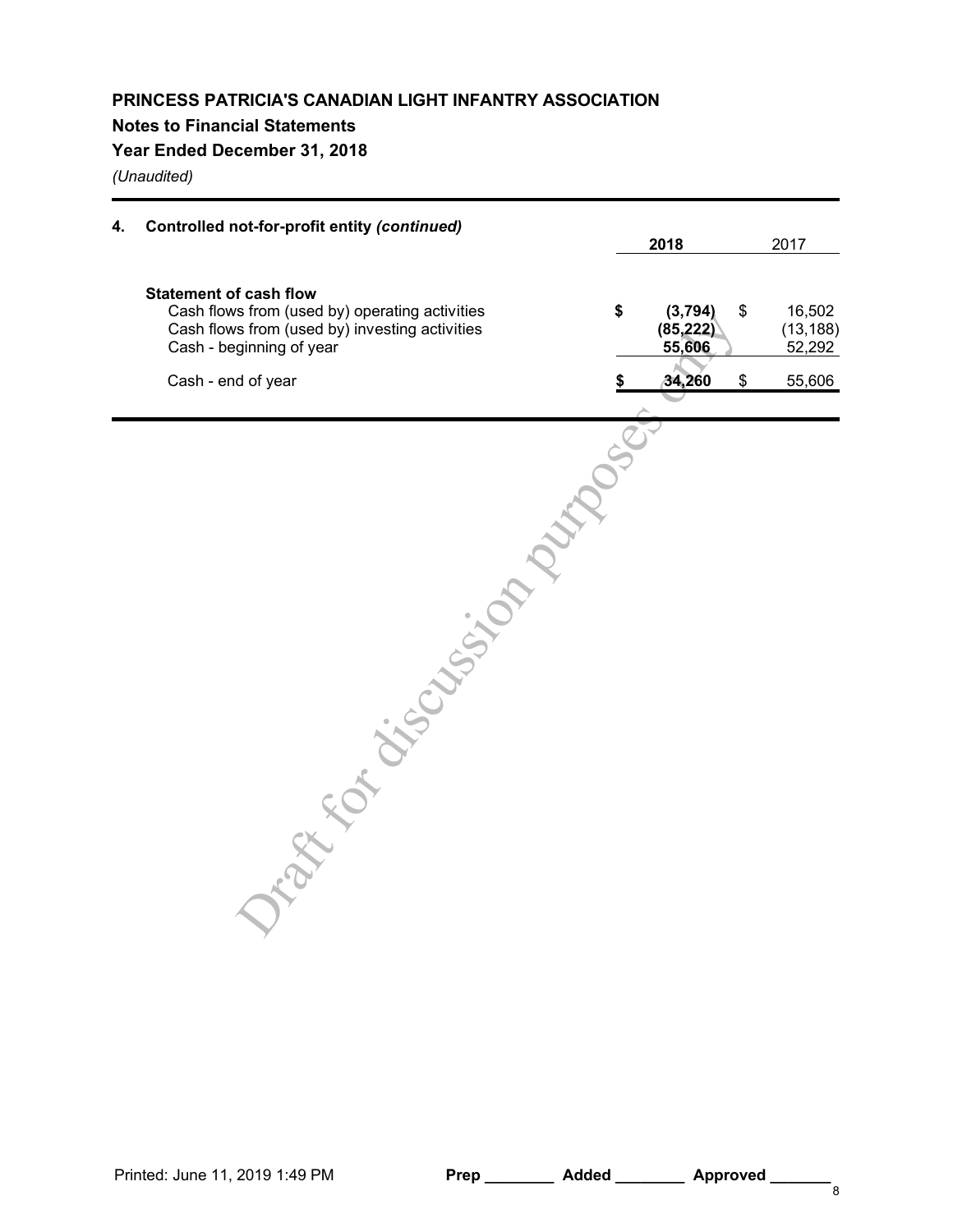**PRINCESS PATRICIA'S CANADIAN LIGHT INFANTRY ASSOCIATION**

**Notes to Financial Statements**

**Year Ended December 31, 2018**

*(Unaudited)*

**4. Controlled not-for-profit entity *(continued)***

| | 2018 | 2017 |
|---|---|---|
| **Statement of cash flow** | | |
| Cash flows from (used by) operating activities | $ **(3,794)** | $ 16,502 |
| Cash flows from (used by) investing activities | **(85,222)** | (13,188) |
| Cash - beginning of year | **55,606** | 52,292 |
| Cash - end of year | $ **34,260** | $ 55,606 |

Draft for discussion purposes only

Printed: June 11, 2019 1:49 PM **Prep** ________ **Added** ________ **Approved** _______